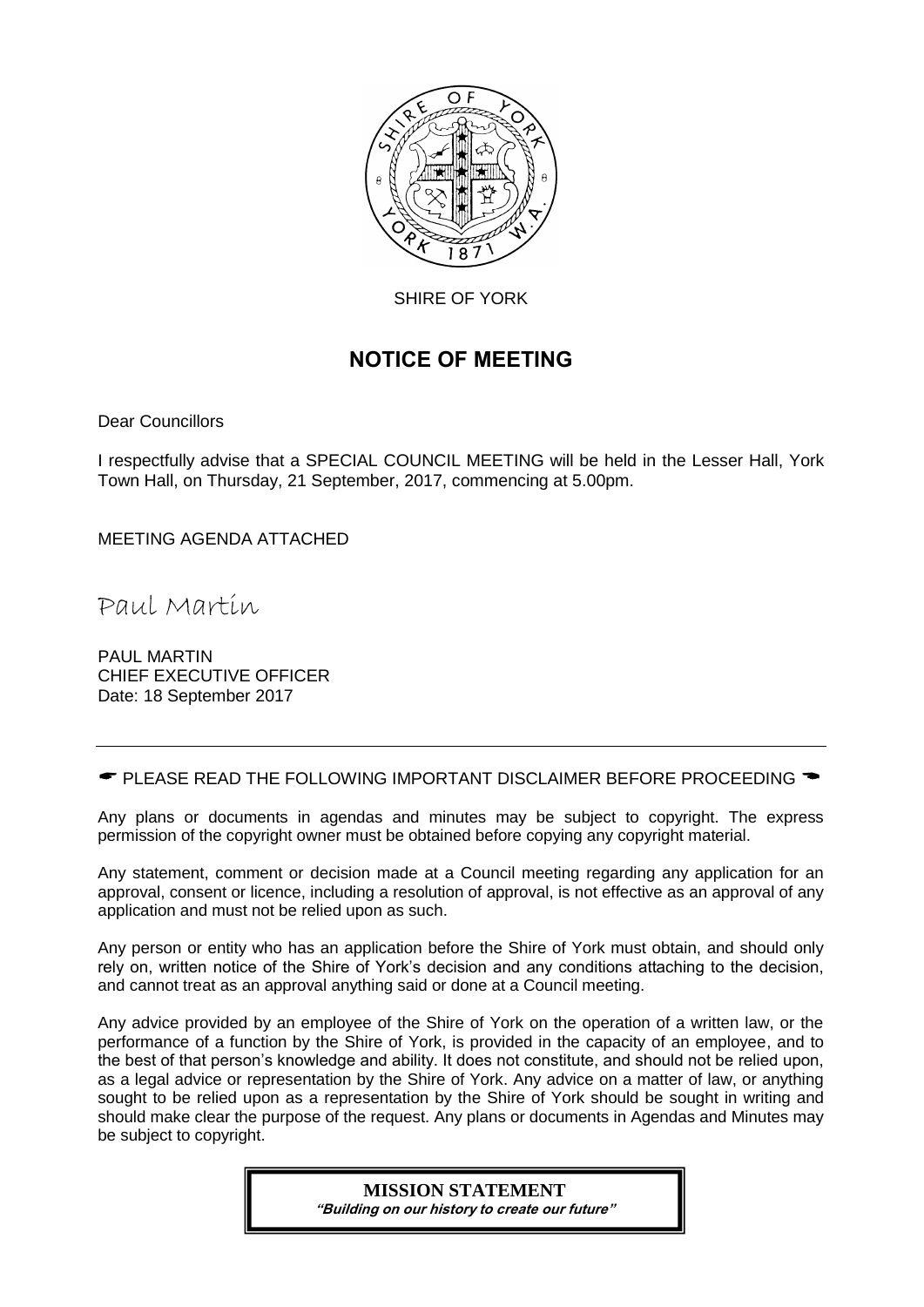SHIRE OF YORK

# NOTICE OF MEETING

Dear Councillors

I respectfully advise that a SPECIAL COUNCIL MEETING will be held in the Lesser Hall, York Town Hall, on Thursday, 21 September, 2017, commencing at 5.00pm.

MEETING AGENDA ATTACHED

Paul Martin

PAUL MARTIN
CHIEF EXECUTIVE OFFICER
Date: 18 September 2017

---

☛ PLEASE READ THE FOLLOWING IMPORTANT DISCLAIMER BEFORE PROCEEDING ☚

Any plans or documents in agendas and minutes may be subject to copyright. The express permission of the copyright owner must be obtained before copying any copyright material.

Any statement, comment or decision made at a Council meeting regarding any application for an approval, consent or licence, including a resolution of approval, is not effective as an approval of any application and must not be relied upon as such.

Any person or entity who has an application before the Shire of York must obtain, and should only rely on, written notice of the Shire of York's decision and any conditions attaching to the decision, and cannot treat as an approval anything said or done at a Council meeting.

Any advice provided by an employee of the Shire of York on the operation of a written law, or the performance of a function by the Shire of York, is provided in the capacity of an employee, and to the best of that person's knowledge and ability. It does not constitute, and should not be relied upon, as a legal advice or representation by the Shire of York. Any advice on a matter of law, or anything sought to be relied upon as a representation by the Shire of York should be sought in writing and should make clear the purpose of the request. Any plans or documents in Agendas and Minutes may be subject to copyright.

**MISSION STATEMENT**
***"Building on our history to create our future"***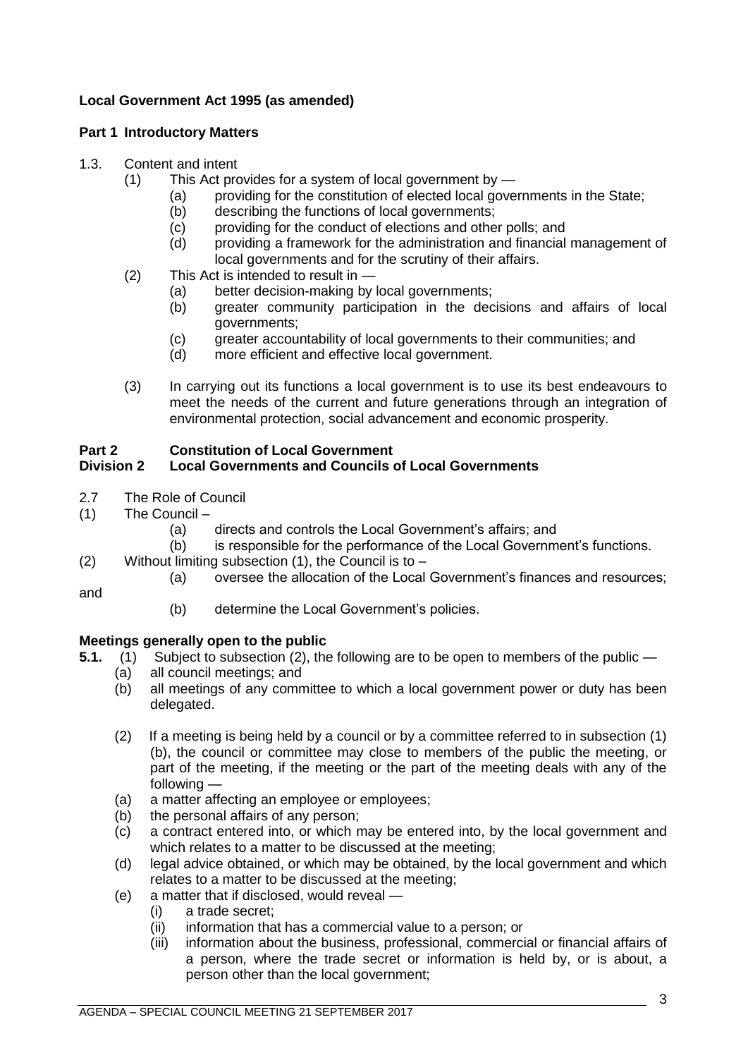**Local Government Act 1995 (as amended)**

**Part 1 Introductory Matters**

1.3. Content and intent

(1) This Act provides for a system of local government by —

(a) providing for the constitution of elected local governments in the State;

(b) describing the functions of local governments;

(c) providing for the conduct of elections and other polls; and

(d) providing a framework for the administration and financial management of local governments and for the scrutiny of their affairs.

(2) This Act is intended to result in —

(a) better decision-making by local governments;

(b) greater community participation in the decisions and affairs of local governments;

(c) greater accountability of local governments to their communities; and

(d) more efficient and effective local government.

(3) In carrying out its functions a local government is to use its best endeavours to meet the needs of the current and future generations through an integration of environmental protection, social advancement and economic prosperity.

**Part 2 Constitution of Local Government**
**Division 2 Local Governments and Councils of Local Governments**

2.7 The Role of Council

(1) The Council –

(a) directs and controls the Local Government's affairs; and

(b) is responsible for the performance of the Local Government's functions.

(2) Without limiting subsection (1), the Council is to –

(a) oversee the allocation of the Local Government's finances and resources; and

(b) determine the Local Government's policies.

**Meetings generally open to the public**

**5.1.** (1) Subject to subsection (2), the following are to be open to members of the public —

(a) all council meetings; and

(b) all meetings of any committee to which a local government power or duty has been delegated.

(2) If a meeting is being held by a council or by a committee referred to in subsection (1)(b), the council or committee may close to members of the public the meeting, or part of the meeting, if the meeting or the part of the meeting deals with any of the following —

(a) a matter affecting an employee or employees;

(b) the personal affairs of any person;

(c) a contract entered into, or which may be entered into, by the local government and which relates to a matter to be discussed at the meeting;

(d) legal advice obtained, or which may be obtained, by the local government and which relates to a matter to be discussed at the meeting;

(e) a matter that if disclosed, would reveal —

(i) a trade secret;

(ii) information that has a commercial value to a person; or

(iii) information about the business, professional, commercial or financial affairs of a person, where the trade secret or information is held by, or is about, a person other than the local government;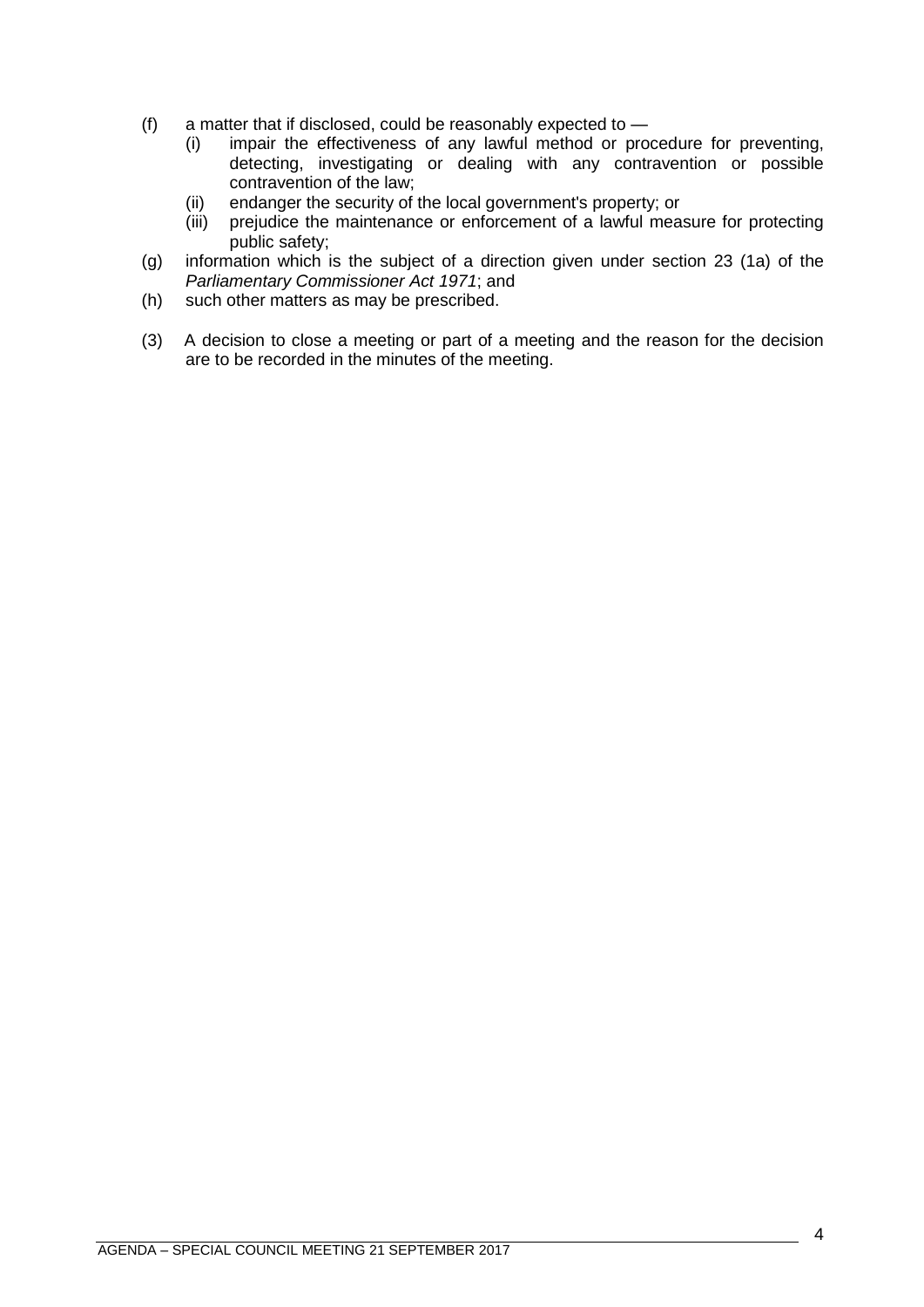(f) a matter that if disclosed, could be reasonably expected to —
   (i) impair the effectiveness of any lawful method or procedure for preventing, detecting, investigating or dealing with any contravention or possible contravention of the law;
   (ii) endanger the security of the local government's property; or
   (iii) prejudice the maintenance or enforcement of a lawful measure for protecting public safety;

(g) information which is the subject of a direction given under section 23 (1a) of the *Parliamentary Commissioner Act 1971*; and

(h) such other matters as may be prescribed.

(3) A decision to close a meeting or part of a meeting and the reason for the decision are to be recorded in the minutes of the meeting.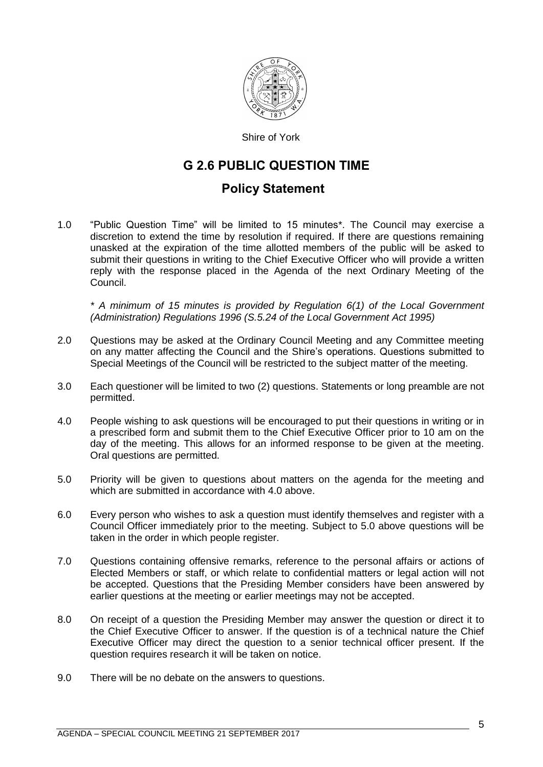Shire of York

# G 2.6 PUBLIC QUESTION TIME

## Policy Statement

1.0 "Public Question Time" will be limited to 15 minutes*. The Council may exercise a discretion to extend the time by resolution if required. If there are questions remaining unasked at the expiration of the time allotted members of the public will be asked to submit their questions in writing to the Chief Executive Officer who will provide a written reply with the response placed in the Agenda of the next Ordinary Meeting of the Council.

*\* A minimum of 15 minutes is provided by Regulation 6(1) of the Local Government (Administration) Regulations 1996 (S.5.24 of the Local Government Act 1995)*

2.0 Questions may be asked at the Ordinary Council Meeting and any Committee meeting on any matter affecting the Council and the Shire's operations. Questions submitted to Special Meetings of the Council will be restricted to the subject matter of the meeting.

3.0 Each questioner will be limited to two (2) questions. Statements or long preamble are not permitted.

4.0 People wishing to ask questions will be encouraged to put their questions in writing or in a prescribed form and submit them to the Chief Executive Officer prior to 10 am on the day of the meeting. This allows for an informed response to be given at the meeting. Oral questions are permitted.

5.0 Priority will be given to questions about matters on the agenda for the meeting and which are submitted in accordance with 4.0 above.

6.0 Every person who wishes to ask a question must identify themselves and register with a Council Officer immediately prior to the meeting. Subject to 5.0 above questions will be taken in the order in which people register.

7.0 Questions containing offensive remarks, reference to the personal affairs or actions of Elected Members or staff, or which relate to confidential matters or legal action will not be accepted. Questions that the Presiding Member considers have been answered by earlier questions at the meeting or earlier meetings may not be accepted.

8.0 On receipt of a question the Presiding Member may answer the question or direct it to the Chief Executive Officer to answer. If the question is of a technical nature the Chief Executive Officer may direct the question to a senior technical officer present. If the question requires research it will be taken on notice.

9.0 There will be no debate on the answers to questions.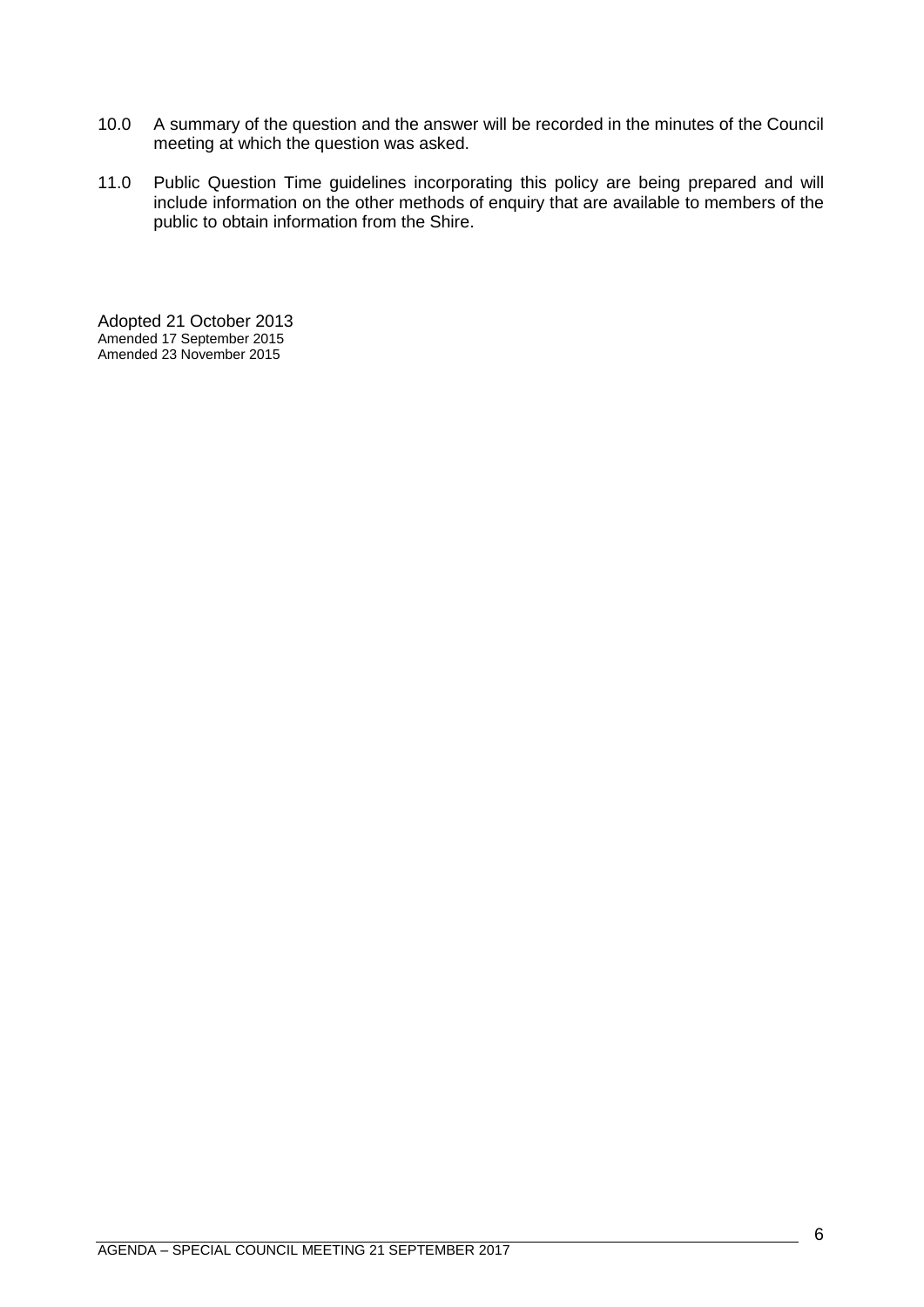10.0 A summary of the question and the answer will be recorded in the minutes of the Council meeting at which the question was asked.

11.0 Public Question Time guidelines incorporating this policy are being prepared and will include information on the other methods of enquiry that are available to members of the public to obtain information from the Shire.

Adopted 21 October 2013
Amended 17 September 2015
Amended 23 November 2015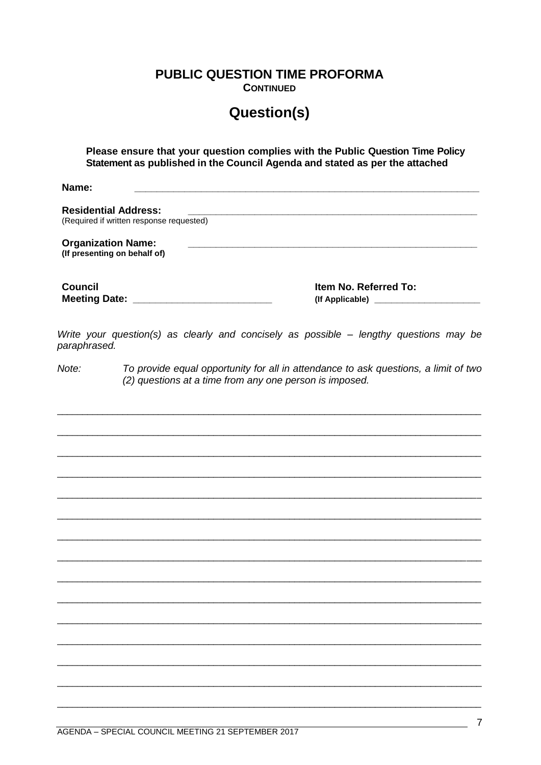# PUBLIC QUESTION TIME PROFORMA

**CONTINUED**

## Question(s)

**Please ensure that your question complies with the Public Question Time Policy Statement as published in the Council Agenda and stated as per the attached**

**Name:** ______________________________________________________________

**Residential Address:** ______________________________________________________
(Required if written response requested)

**Organization Name:** ______________________________________________________
**(If presenting on behalf of)**

**Council Meeting Date:** ________________________ **Item No. Referred To: (If Applicable)** ____________________

*Write your question(s) as clearly and concisely as possible – lengthy questions may be paraphrased.*

*Note:* *To provide equal opportunity for all in attendance to ask questions, a limit of two (2) questions at a time from any one person is imposed.*

__________________________________________________________________________

__________________________________________________________________________

__________________________________________________________________________

__________________________________________________________________________

__________________________________________________________________________

__________________________________________________________________________

__________________________________________________________________________

__________________________________________________________________________

__________________________________________________________________________

__________________________________________________________________________

__________________________________________________________________________

__________________________________________________________________________

__________________________________________________________________________

__________________________________________________________________________

__________________________________________________________________________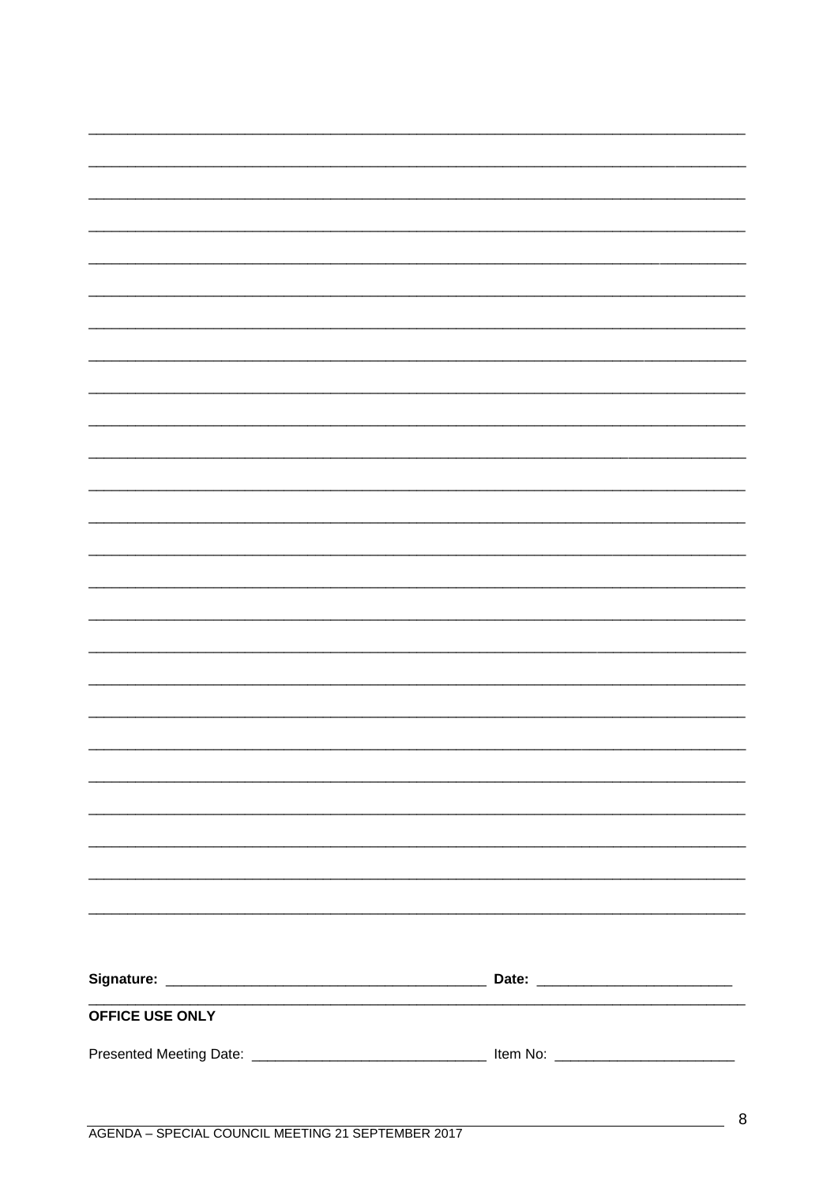______________________________________________________________________________

______________________________________________________________________________

______________________________________________________________________________

______________________________________________________________________________

______________________________________________________________________________

______________________________________________________________________________

______________________________________________________________________________

______________________________________________________________________________

______________________________________________________________________________

______________________________________________________________________________

______________________________________________________________________________

______________________________________________________________________________

______________________________________________________________________________

______________________________________________________________________________

______________________________________________________________________________

______________________________________________________________________________

______________________________________________________________________________

______________________________________________________________________________

______________________________________________________________________________

______________________________________________________________________________

______________________________________________________________________________

______________________________________________________________________________

______________________________________________________________________________

______________________________________________________________________________

**Signature:** ________________________________________ **Date:** ________________________

______________________________________________________________________________

**OFFICE USE ONLY**

Presented Meeting Date: ____________________________ Item No: ______________________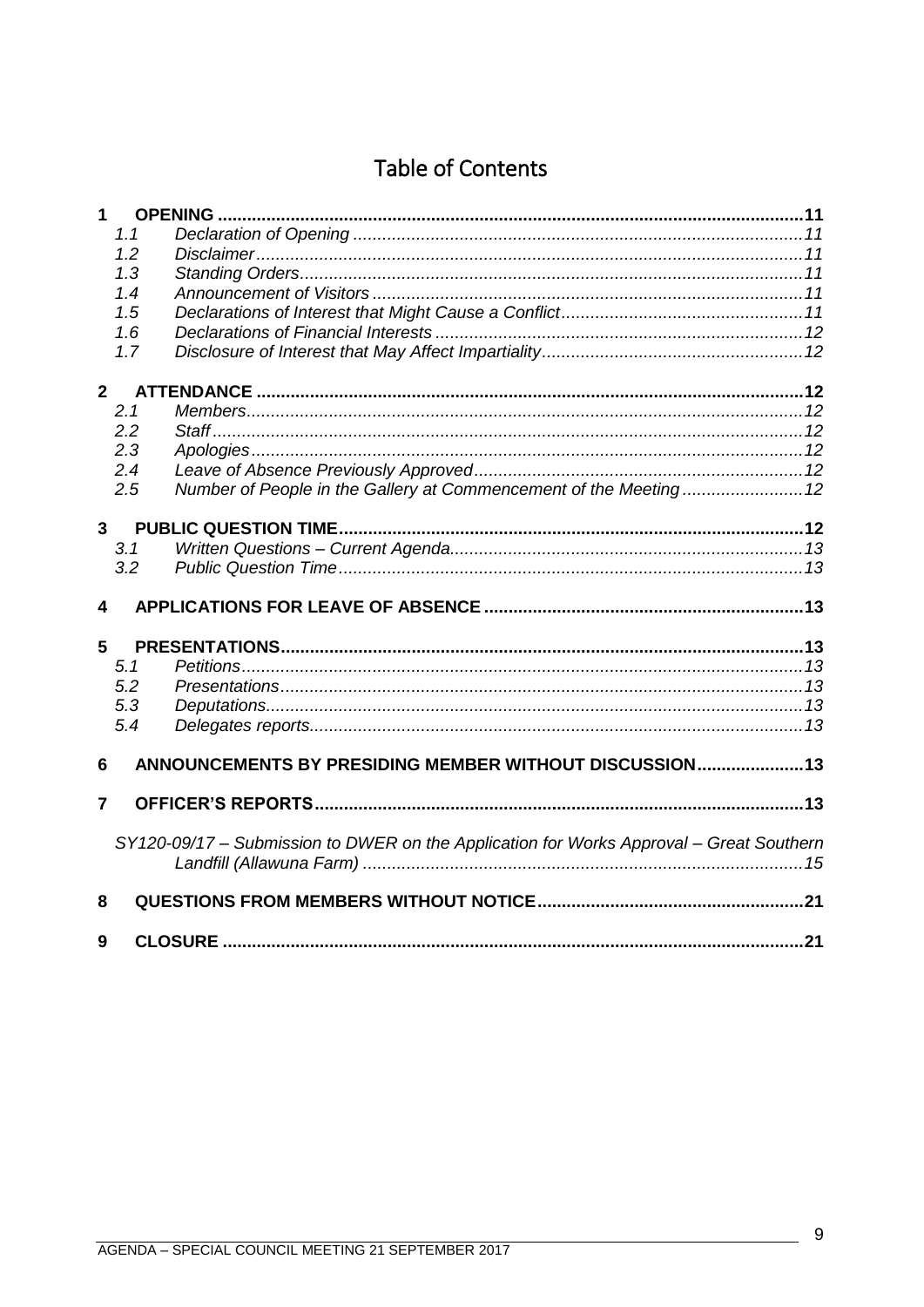# Table of Contents

**1 OPENING** ..... 11

- 1.1 *Declaration of Opening* ..... 11
- 1.2 *Disclaimer* ..... 11
- 1.3 *Standing Orders* ..... 11
- 1.4 *Announcement of Visitors* ..... 11
- 1.5 *Declarations of Interest that Might Cause a Conflict* ..... 11
- 1.6 *Declarations of Financial Interests* ..... 12
- 1.7 *Disclosure of Interest that May Affect Impartiality* ..... 12

**2 ATTENDANCE** ..... 12

- 2.1 *Members* ..... 12
- 2.2 *Staff* ..... 12
- 2.3 *Apologies* ..... 12
- 2.4 *Leave of Absence Previously Approved* ..... 12
- 2.5 *Number of People in the Gallery at Commencement of the Meeting* ..... 12

**3 PUBLIC QUESTION TIME** ..... 12

- 3.1 *Written Questions – Current Agenda* ..... 13
- 3.2 *Public Question Time* ..... 13

**4 APPLICATIONS FOR LEAVE OF ABSENCE** ..... 13

**5 PRESENTATIONS** ..... 13

- 5.1 *Petitions* ..... 13
- 5.2 *Presentations* ..... 13
- 5.3 *Deputations* ..... 13
- 5.4 *Delegates reports* ..... 13

**6 ANNOUNCEMENTS BY PRESIDING MEMBER WITHOUT DISCUSSION** ..... 13

**7 OFFICER'S REPORTS** ..... 13

*SY120-09/17 – Submission to DWER on the Application for Works Approval – Great Southern Landfill (Allawuna Farm)* ..... 15

**8 QUESTIONS FROM MEMBERS WITHOUT NOTICE** ..... 21

**9 CLOSURE** ..... 21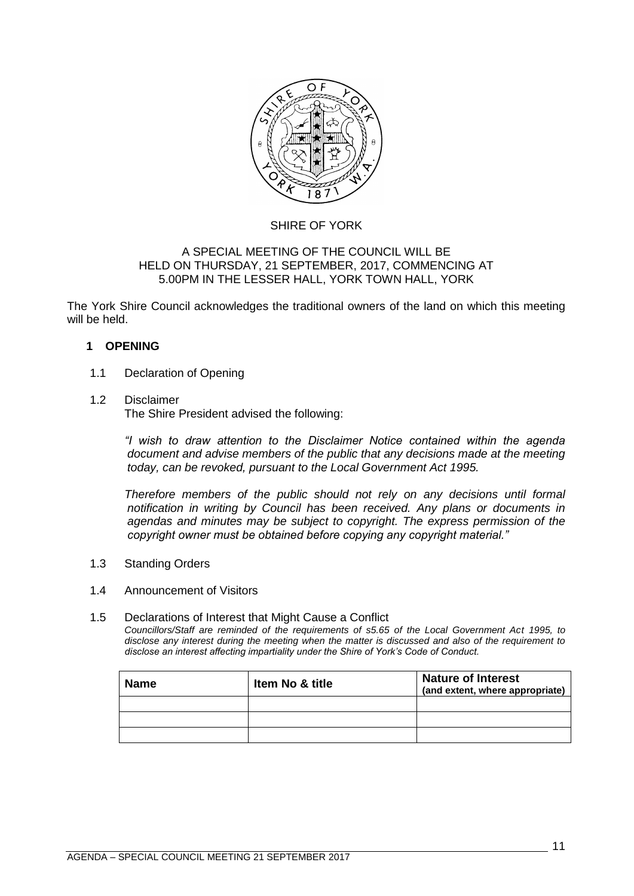SHIRE OF YORK

A SPECIAL MEETING OF THE COUNCIL WILL BE HELD ON THURSDAY, 21 SEPTEMBER, 2017, COMMENCING AT 5.00PM IN THE LESSER HALL, YORK TOWN HALL, YORK

The York Shire Council acknowledges the traditional owners of the land on which this meeting will be held.

## 1 OPENING

1.1 Declaration of Opening

1.2 Disclaimer

The Shire President advised the following:

*"I wish to draw attention to the Disclaimer Notice contained within the agenda document and advise members of the public that any decisions made at the meeting today, can be revoked, pursuant to the Local Government Act 1995.*

*Therefore members of the public should not rely on any decisions until formal notification in writing by Council has been received. Any plans or documents in agendas and minutes may be subject to copyright. The express permission of the copyright owner must be obtained before copying any copyright material."*

1.3 Standing Orders

1.4 Announcement of Visitors

1.5 Declarations of Interest that Might Cause a Conflict

*Councillors/Staff are reminded of the requirements of s5.65 of the Local Government Act 1995, to disclose any interest during the meeting when the matter is discussed and also of the requirement to disclose an interest affecting impartiality under the Shire of York's Code of Conduct.*

| Name | Item No & title | Nature of Interest (and extent, where appropriate) |
|---|---|---|
| | | |
| | | |
| | | |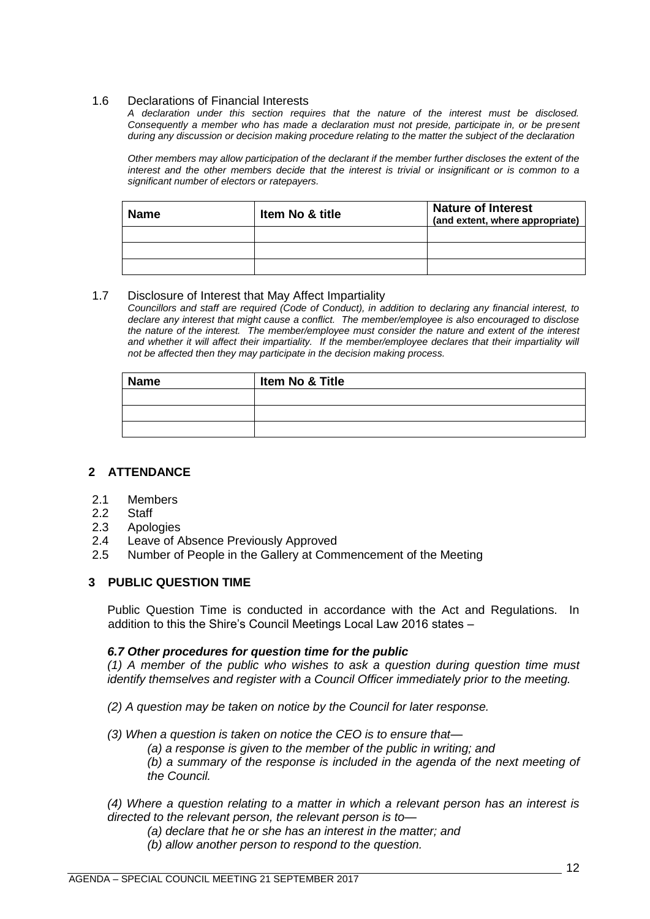### 1.6 Declarations of Financial Interests

*A declaration under this section requires that the nature of the interest must be disclosed. Consequently a member who has made a declaration must not preside, participate in, or be present during any discussion or decision making procedure relating to the matter the subject of the declaration*

*Other members may allow participation of the declarant if the member further discloses the extent of the interest and the other members decide that the interest is trivial or insignificant or is common to a significant number of electors or ratepayers.*

| Name | Item No & title | Nature of Interest (and extent, where appropriate) |
|---|---|---|
| | | |
| | | |
| | | |

### 1.7 Disclosure of Interest that May Affect Impartiality

*Councillors and staff are required (Code of Conduct), in addition to declaring any financial interest, to declare any interest that might cause a conflict. The member/employee is also encouraged to disclose the nature of the interest. The member/employee must consider the nature and extent of the interest and whether it will affect their impartiality. If the member/employee declares that their impartiality will not be affected then they may participate in the decision making process.*

| Name | Item No & Title |
|---|---|
| | |
| | |
| | |

## 2 ATTENDANCE

2.1 Members
2.2 Staff
2.3 Apologies
2.4 Leave of Absence Previously Approved
2.5 Number of People in the Gallery at Commencement of the Meeting

## 3 PUBLIC QUESTION TIME

Public Question Time is conducted in accordance with the Act and Regulations. In addition to this the Shire's Council Meetings Local Law 2016 states –

***6.7 Other procedures for question time for the public***

*(1) A member of the public who wishes to ask a question during question time must identify themselves and register with a Council Officer immediately prior to the meeting.*

*(2) A question may be taken on notice by the Council for later response.*

*(3) When a question is taken on notice the CEO is to ensure that—*

*(a) a response is given to the member of the public in writing; and*

*(b) a summary of the response is included in the agenda of the next meeting of the Council.*

*(4) Where a question relating to a matter in which a relevant person has an interest is directed to the relevant person, the relevant person is to—*

*(a) declare that he or she has an interest in the matter; and*

*(b) allow another person to respond to the question.*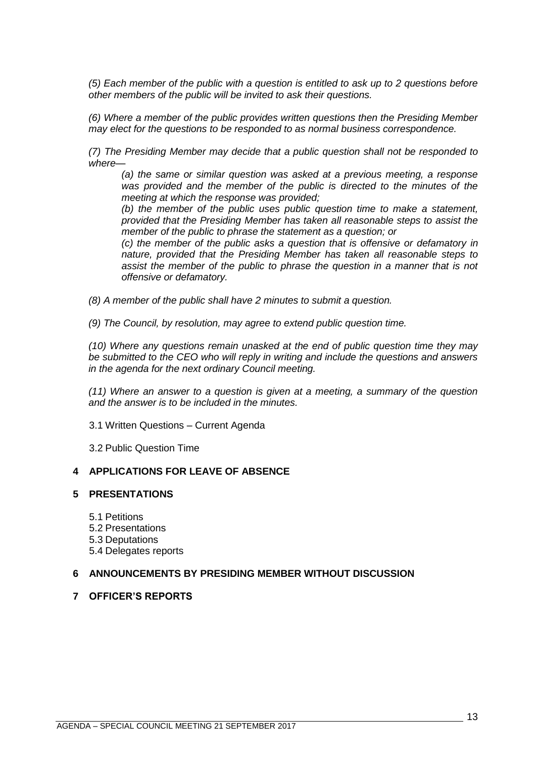*(5) Each member of the public with a question is entitled to ask up to 2 questions before other members of the public will be invited to ask their questions.*

*(6) Where a member of the public provides written questions then the Presiding Member may elect for the questions to be responded to as normal business correspondence.*

*(7) The Presiding Member may decide that a public question shall not be responded to where—*

> *(a) the same or similar question was asked at a previous meeting, a response was provided and the member of the public is directed to the minutes of the meeting at which the response was provided;*
>
> *(b) the member of the public uses public question time to make a statement, provided that the Presiding Member has taken all reasonable steps to assist the member of the public to phrase the statement as a question; or*
>
> *(c) the member of the public asks a question that is offensive or defamatory in nature, provided that the Presiding Member has taken all reasonable steps to assist the member of the public to phrase the question in a manner that is not offensive or defamatory.*

*(8) A member of the public shall have 2 minutes to submit a question.*

*(9) The Council, by resolution, may agree to extend public question time.*

*(10) Where any questions remain unasked at the end of public question time they may be submitted to the CEO who will reply in writing and include the questions and answers in the agenda for the next ordinary Council meeting.*

*(11) Where an answer to a question is given at a meeting, a summary of the question and the answer is to be included in the minutes.*

3.1 Written Questions – Current Agenda

3.2 Public Question Time

## 4 APPLICATIONS FOR LEAVE OF ABSENCE

## 5 PRESENTATIONS

5.1 Petitions
5.2 Presentations
5.3 Deputations
5.4 Delegates reports

## 6 ANNOUNCEMENTS BY PRESIDING MEMBER WITHOUT DISCUSSION

## 7 OFFICER'S REPORTS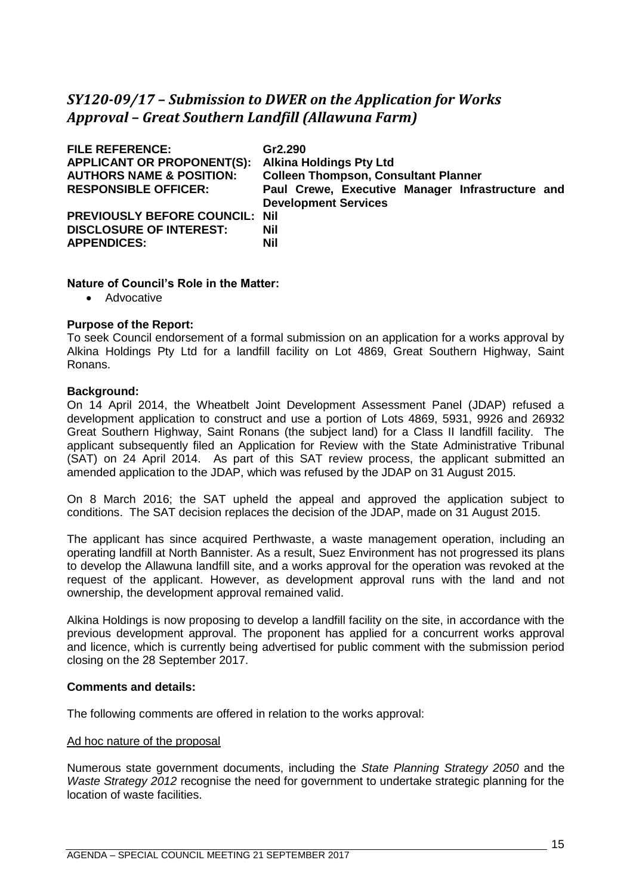## *SY120-09/17 – Submission to DWER on the Application for Works Approval – Great Southern Landfill (Allawuna Farm)*

| | |
|---|---|
| **FILE REFERENCE:** | **Gr2.290** |
| **APPLICANT OR PROPONENT(S):** | **Alkina Holdings Pty Ltd** |
| **AUTHORS NAME & POSITION:** | **Colleen Thompson, Consultant Planner** |
| **RESPONSIBLE OFFICER:** | **Paul Crewe, Executive Manager Infrastructure and Development Services** |
| **PREVIOUSLY BEFORE COUNCIL:** | **Nil** |
| **DISCLOSURE OF INTEREST:** | **Nil** |
| **APPENDICES:** | **Nil** |

**Nature of Council's Role in the Matter:**

- Advocative

**Purpose of the Report:**

To seek Council endorsement of a formal submission on an application for a works approval by Alkina Holdings Pty Ltd for a landfill facility on Lot 4869, Great Southern Highway, Saint Ronans.

**Background:**

On 14 April 2014, the Wheatbelt Joint Development Assessment Panel (JDAP) refused a development application to construct and use a portion of Lots 4869, 5931, 9926 and 26932 Great Southern Highway, Saint Ronans (the subject land) for a Class II landfill facility. The applicant subsequently filed an Application for Review with the State Administrative Tribunal (SAT) on 24 April 2014. As part of this SAT review process, the applicant submitted an amended application to the JDAP, which was refused by the JDAP on 31 August 2015.

On 8 March 2016; the SAT upheld the appeal and approved the application subject to conditions. The SAT decision replaces the decision of the JDAP, made on 31 August 2015.

The applicant has since acquired Perthwaste, a waste management operation, including an operating landfill at North Bannister. As a result, Suez Environment has not progressed its plans to develop the Allawuna landfill site, and a works approval for the operation was revoked at the request of the applicant. However, as development approval runs with the land and not ownership, the development approval remained valid.

Alkina Holdings is now proposing to develop a landfill facility on the site, in accordance with the previous development approval. The proponent has applied for a concurrent works approval and licence, which is currently being advertised for public comment with the submission period closing on the 28 September 2017.

**Comments and details:**

The following comments are offered in relation to the works approval:

<u>Ad hoc nature of the proposal</u>

Numerous state government documents, including the *State Planning Strategy 2050* and the *Waste Strategy 2012* recognise the need for government to undertake strategic planning for the location of waste facilities.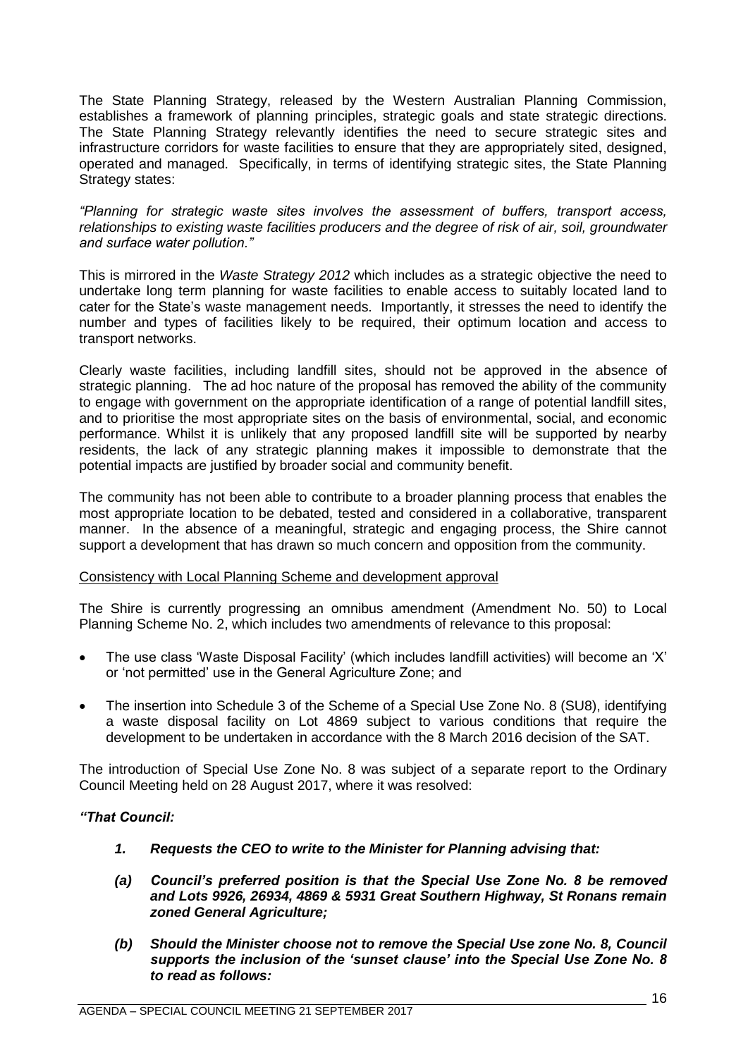The State Planning Strategy, released by the Western Australian Planning Commission, establishes a framework of planning principles, strategic goals and state strategic directions. The State Planning Strategy relevantly identifies the need to secure strategic sites and infrastructure corridors for waste facilities to ensure that they are appropriately sited, designed, operated and managed. Specifically, in terms of identifying strategic sites, the State Planning Strategy states:

*"Planning for strategic waste sites involves the assessment of buffers, transport access, relationships to existing waste facilities producers and the degree of risk of air, soil, groundwater and surface water pollution."*

This is mirrored in the *Waste Strategy 2012* which includes as a strategic objective the need to undertake long term planning for waste facilities to enable access to suitably located land to cater for the State's waste management needs. Importantly, it stresses the need to identify the number and types of facilities likely to be required, their optimum location and access to transport networks.

Clearly waste facilities, including landfill sites, should not be approved in the absence of strategic planning. The ad hoc nature of the proposal has removed the ability of the community to engage with government on the appropriate identification of a range of potential landfill sites, and to prioritise the most appropriate sites on the basis of environmental, social, and economic performance. Whilst it is unlikely that any proposed landfill site will be supported by nearby residents, the lack of any strategic planning makes it impossible to demonstrate that the potential impacts are justified by broader social and community benefit.

The community has not been able to contribute to a broader planning process that enables the most appropriate location to be debated, tested and considered in a collaborative, transparent manner. In the absence of a meaningful, strategic and engaging process, the Shire cannot support a development that has drawn so much concern and opposition from the community.

<u>Consistency with Local Planning Scheme and development approval</u>

The Shire is currently progressing an omnibus amendment (Amendment No. 50) to Local Planning Scheme No. 2, which includes two amendments of relevance to this proposal:

- The use class 'Waste Disposal Facility' (which includes landfill activities) will become an 'X' or 'not permitted' use in the General Agriculture Zone; and
- The insertion into Schedule 3 of the Scheme of a Special Use Zone No. 8 (SU8), identifying a waste disposal facility on Lot 4869 subject to various conditions that require the development to be undertaken in accordance with the 8 March 2016 decision of the SAT.

The introduction of Special Use Zone No. 8 was subject of a separate report to the Ordinary Council Meeting held on 28 August 2017, where it was resolved:

***"That Council:***

1. ***Requests the CEO to write to the Minister for Planning advising that:***

   ***(a) Council's preferred position is that the Special Use Zone No. 8 be removed and Lots 9926, 26934, 4869 & 5931 Great Southern Highway, St Ronans remain zoned General Agriculture;***

   ***(b) Should the Minister choose not to remove the Special Use zone No. 8, Council supports the inclusion of the 'sunset clause' into the Special Use Zone No. 8 to read as follows:***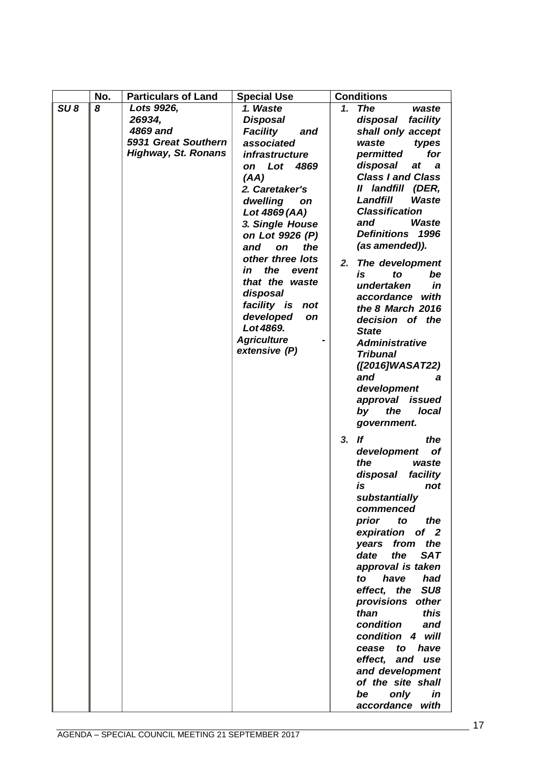| | No. | Particulars of Land | Special Use | Conditions |
|---|---|---|---|---|
| ***SU 8*** | ***8*** | ***Lots 9926, 26934, 4869 and 5931 Great Southern Highway, St. Ronans*** | ***1. Waste Disposal Facility and associated infrastructure on Lot 4869 (AA)*** <br> ***2. Caretaker's dwelling on Lot 4869 (AA)*** <br> ***3. Single House on Lot 9926 (P) and on the other three lots in the event that the waste disposal facility is not developed on Lot 4869.*** <br> ***Agriculture - extensive (P)*** | ***1. The waste disposal facility shall only accept waste types permitted for disposal at a Class I and Class II landfill (DER, Landfill Waste Classification and Waste Definitions 1996 (as amended)).*** <br> ***2. The development is to be undertaken in accordance with the 8 March 2016 decision of the State Administrative Tribunal ([2016]WASAT22) and a development approval issued by the local government.*** <br> ***3. If the development of the waste disposal facility is not substantially commenced prior to the expiration of 2 years from the date the SAT approval is taken to have had effect, the SU8 provisions other than this condition and condition 4 will cease to have effect, and use and development of the site shall be only in accordance with*** |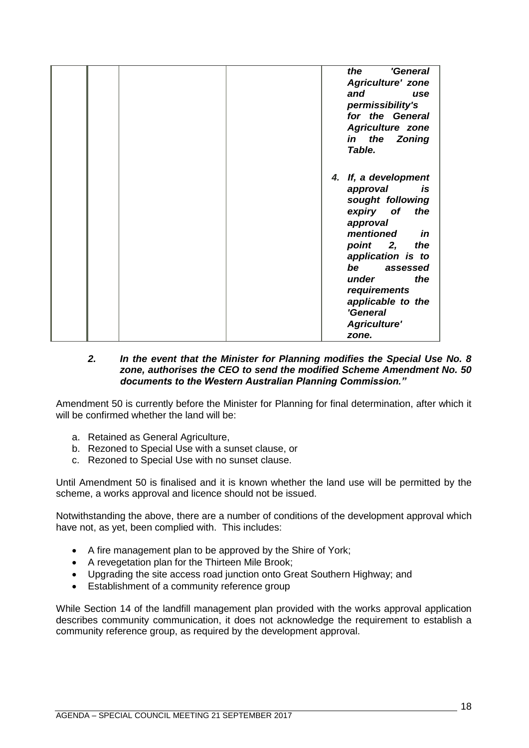| | | | |
|---|---|---|---|
| | | | ***the 'General Agriculture' zone and use permissibility's for the General Agriculture zone in the Zoning Table.*** <br><br> ***4. If, a development approval is sought following expiry of the approval mentioned in point 2, the application is to be assessed under the requirements applicable to the 'General Agriculture' zone.*** |

***2. In the event that the Minister for Planning modifies the Special Use No. 8 zone, authorises the CEO to send the modified Scheme Amendment No. 50 documents to the Western Australian Planning Commission."***

Amendment 50 is currently before the Minister for Planning for final determination, after which it will be confirmed whether the land will be:

a. Retained as General Agriculture,
b. Rezoned to Special Use with a sunset clause, or
c. Rezoned to Special Use with no sunset clause.

Until Amendment 50 is finalised and it is known whether the land use will be permitted by the scheme, a works approval and licence should not be issued.

Notwithstanding the above, there are a number of conditions of the development approval which have not, as yet, been complied with. This includes:

- A fire management plan to be approved by the Shire of York;
- A revegetation plan for the Thirteen Mile Brook;
- Upgrading the site access road junction onto Great Southern Highway; and
- Establishment of a community reference group

While Section 14 of the landfill management plan provided with the works approval application describes community communication, it does not acknowledge the requirement to establish a community reference group, as required by the development approval.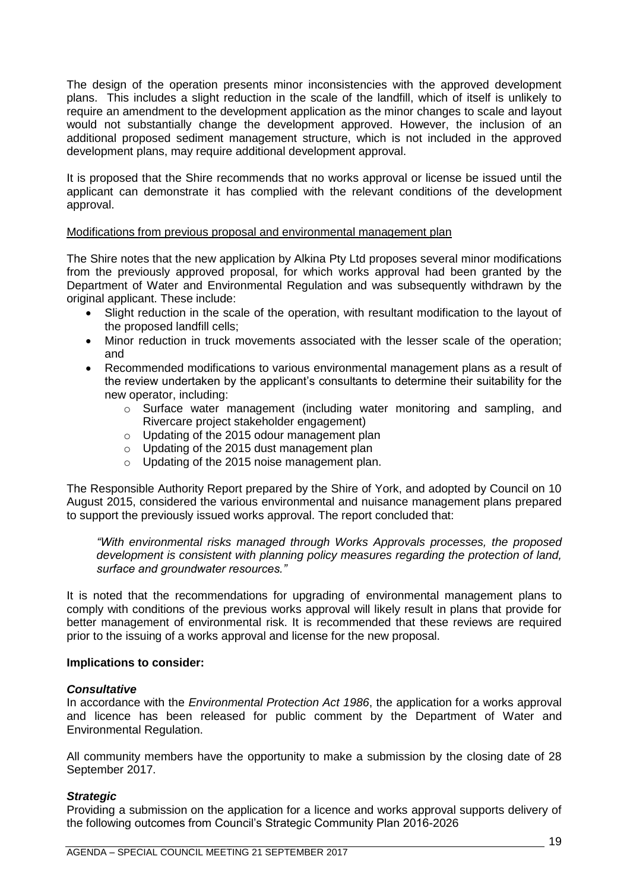The design of the operation presents minor inconsistencies with the approved development plans. This includes a slight reduction in the scale of the landfill, which of itself is unlikely to require an amendment to the development application as the minor changes to scale and layout would not substantially change the development approved. However, the inclusion of an additional proposed sediment management structure, which is not included in the approved development plans, may require additional development approval.

It is proposed that the Shire recommends that no works approval or license be issued until the applicant can demonstrate it has complied with the relevant conditions of the development approval.

Modifications from previous proposal and environmental management plan

The Shire notes that the new application by Alkina Pty Ltd proposes several minor modifications from the previously approved proposal, for which works approval had been granted by the Department of Water and Environmental Regulation and was subsequently withdrawn by the original applicant. These include:

- Slight reduction in the scale of the operation, with resultant modification to the layout of the proposed landfill cells;
- Minor reduction in truck movements associated with the lesser scale of the operation; and
- Recommended modifications to various environmental management plans as a result of the review undertaken by the applicant's consultants to determine their suitability for the new operator, including:
  - Surface water management (including water monitoring and sampling, and Rivercare project stakeholder engagement)
  - Updating of the 2015 odour management plan
  - Updating of the 2015 dust management plan
  - Updating of the 2015 noise management plan.

The Responsible Authority Report prepared by the Shire of York, and adopted by Council on 10 August 2015, considered the various environmental and nuisance management plans prepared to support the previously issued works approval. The report concluded that:

> *"With environmental risks managed through Works Approvals processes, the proposed development is consistent with planning policy measures regarding the protection of land, surface and groundwater resources."*

It is noted that the recommendations for upgrading of environmental management plans to comply with conditions of the previous works approval will likely result in plans that provide for better management of environmental risk. It is recommended that these reviews are required prior to the issuing of a works approval and license for the new proposal.

**Implications to consider:**

***Consultative***

In accordance with the *Environmental Protection Act 1986*, the application for a works approval and licence has been released for public comment by the Department of Water and Environmental Regulation.

All community members have the opportunity to make a submission by the closing date of 28 September 2017.

***Strategic***

Providing a submission on the application for a licence and works approval supports delivery of the following outcomes from Council's Strategic Community Plan 2016-2026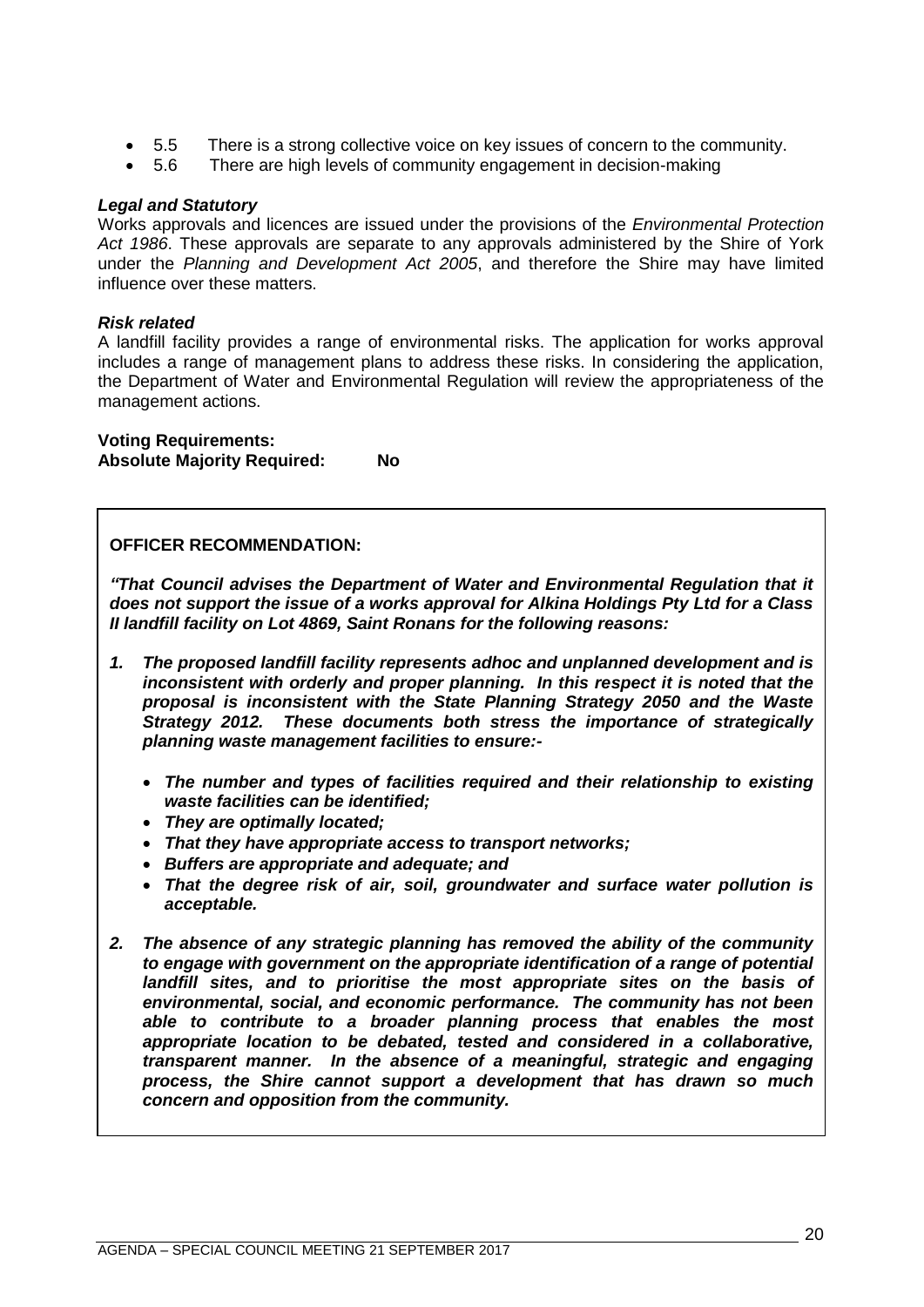- 5.5 There is a strong collective voice on key issues of concern to the community.
- 5.6 There are high levels of community engagement in decision-making

***Legal and Statutory***
Works approvals and licences are issued under the provisions of the *Environmental Protection Act 1986*. These approvals are separate to any approvals administered by the Shire of York under the *Planning and Development Act 2005*, and therefore the Shire may have limited influence over these matters.

***Risk related***
A landfill facility provides a range of environmental risks. The application for works approval includes a range of management plans to address these risks. In considering the application, the Department of Water and Environmental Regulation will review the appropriateness of the management actions.

**Voting Requirements:**
**Absolute Majority Required: No**

**OFFICER RECOMMENDATION:**

***"That Council advises the Department of Water and Environmental Regulation that it does not support the issue of a works approval for Alkina Holdings Pty Ltd for a Class II landfill facility on Lot 4869, Saint Ronans for the following reasons:***

1. ***The proposed landfill facility represents adhoc and unplanned development and is inconsistent with orderly and proper planning. In this respect it is noted that the proposal is inconsistent with the State Planning Strategy 2050 and the Waste Strategy 2012. These documents both stress the importance of strategically planning waste management facilities to ensure:-***
   - ***The number and types of facilities required and their relationship to existing waste facilities can be identified;***
   - ***They are optimally located;***
   - ***That they have appropriate access to transport networks;***
   - ***Buffers are appropriate and adequate; and***
   - ***That the degree risk of air, soil, groundwater and surface water pollution is acceptable.***

2. ***The absence of any strategic planning has removed the ability of the community to engage with government on the appropriate identification of a range of potential landfill sites, and to prioritise the most appropriate sites on the basis of environmental, social, and economic performance. The community has not been able to contribute to a broader planning process that enables the most appropriate location to be debated, tested and considered in a collaborative, transparent manner. In the absence of a meaningful, strategic and engaging process, the Shire cannot support a development that has drawn so much concern and opposition from the community.***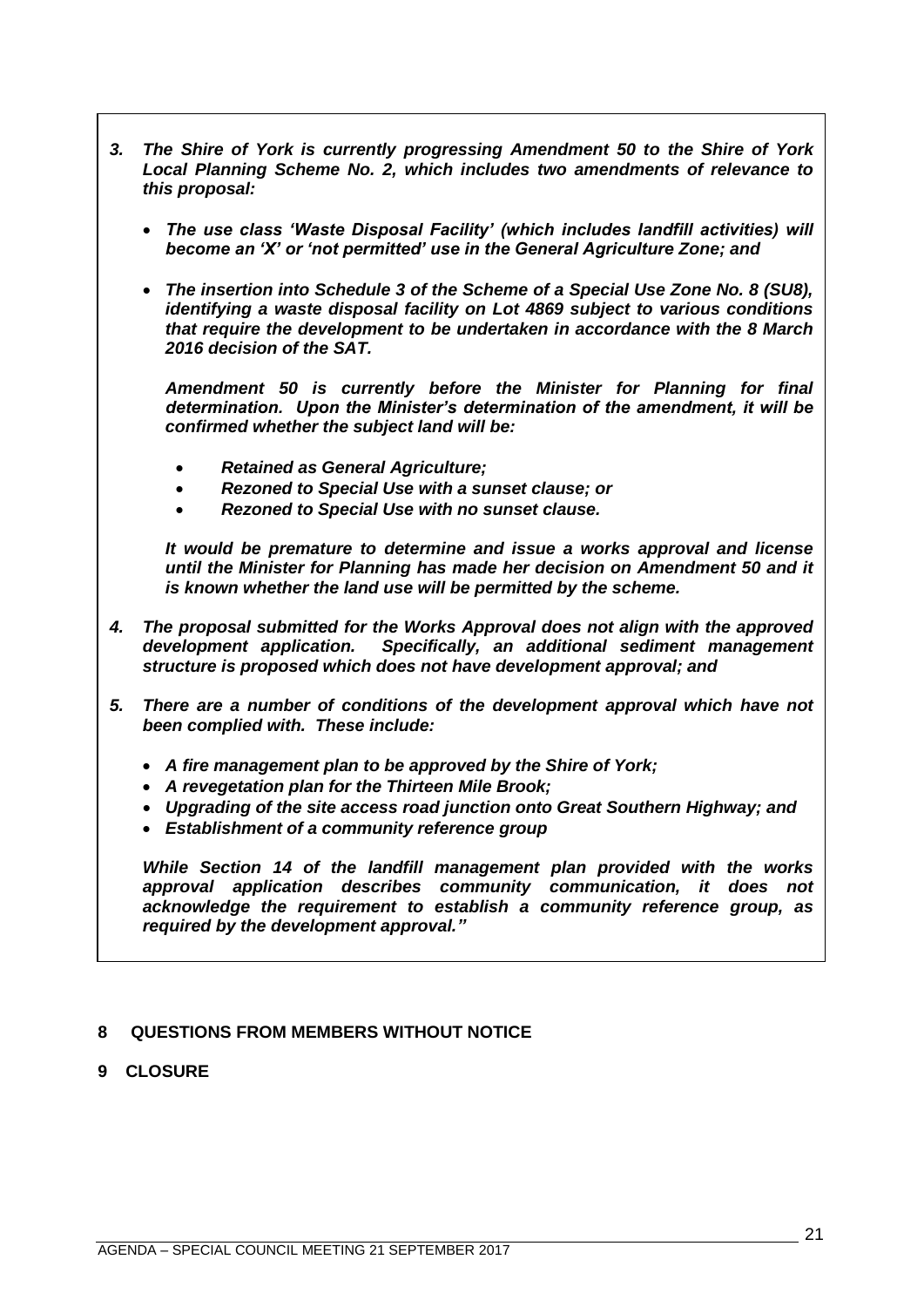***3. The Shire of York is currently progressing Amendment 50 to the Shire of York Local Planning Scheme No. 2, which includes two amendments of relevance to this proposal:***

- ***The use class 'Waste Disposal Facility' (which includes landfill activities) will become an 'X' or 'not permitted' use in the General Agriculture Zone; and***
- ***The insertion into Schedule 3 of the Scheme of a Special Use Zone No. 8 (SU8), identifying a waste disposal facility on Lot 4869 subject to various conditions that require the development to be undertaken in accordance with the 8 March 2016 decision of the SAT.***

***Amendment 50 is currently before the Minister for Planning for final determination. Upon the Minister's determination of the amendment, it will be confirmed whether the subject land will be:***

- ***Retained as General Agriculture;***
- ***Rezoned to Special Use with a sunset clause; or***
- ***Rezoned to Special Use with no sunset clause.***

***It would be premature to determine and issue a works approval and license until the Minister for Planning has made her decision on Amendment 50 and it is known whether the land use will be permitted by the scheme.***

***4. The proposal submitted for the Works Approval does not align with the approved development application. Specifically, an additional sediment management structure is proposed which does not have development approval; and***

***5. There are a number of conditions of the development approval which have not been complied with. These include:***

- ***A fire management plan to be approved by the Shire of York;***
- ***A revegetation plan for the Thirteen Mile Brook;***
- ***Upgrading of the site access road junction onto Great Southern Highway; and***
- ***Establishment of a community reference group***

***While Section 14 of the landfill management plan provided with the works approval application describes community communication, it does not acknowledge the requirement to establish a community reference group, as required by the development approval."***

## 8 QUESTIONS FROM MEMBERS WITHOUT NOTICE

## 9 CLOSURE